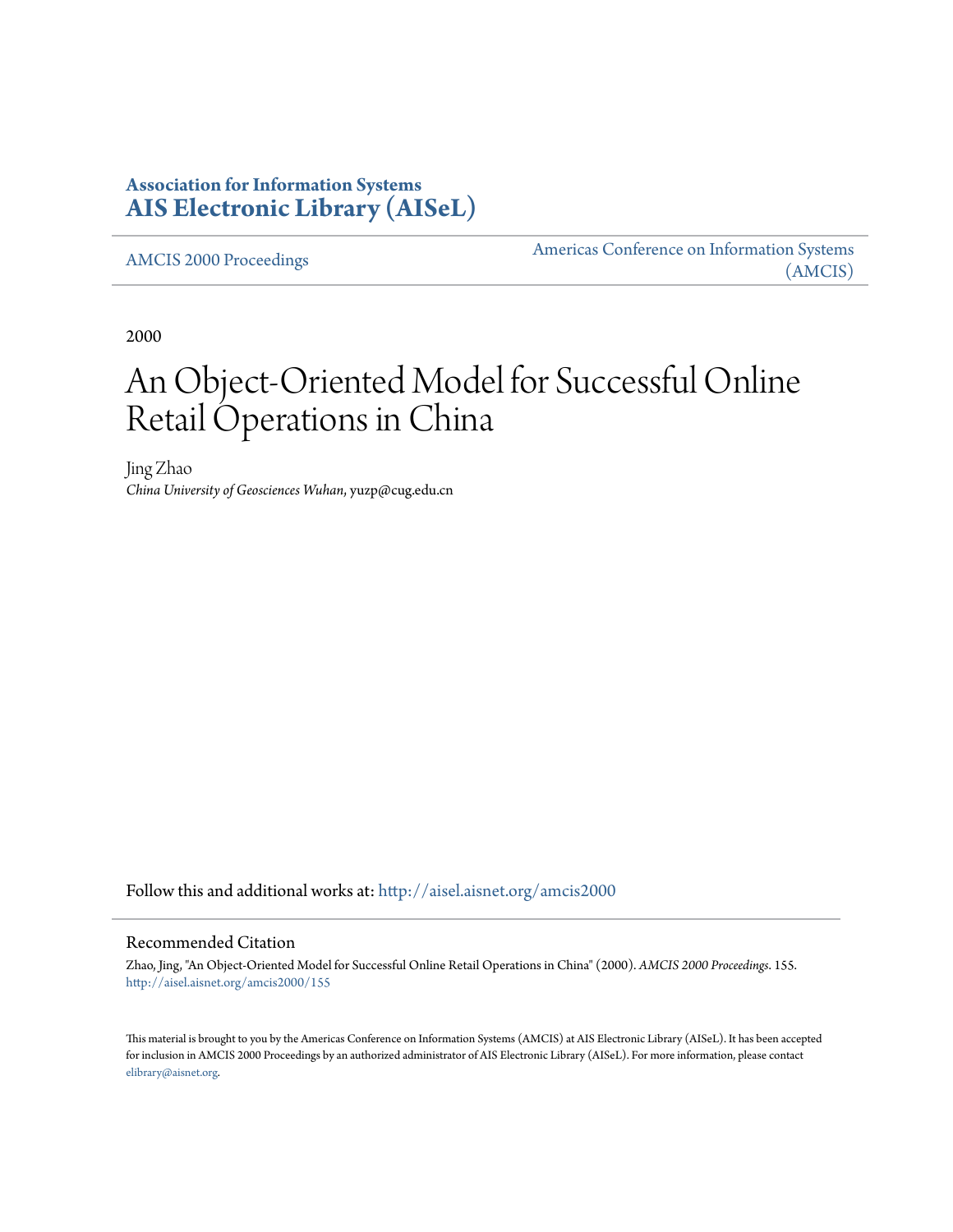**Association for Information Systems**
**AIS Electronic Library (AISeL)**

AMCIS 2000 Proceedings

Americas Conference on Information Systems (AMCIS)

2000

# An Object-Oriented Model for Successful Online Retail Operations in China

Jing Zhao

*China University of Geosciences Wuhan*, yuzp@cug.edu.cn

Follow this and additional works at: http://aisel.aisnet.org/amcis2000

## Recommended Citation

Zhao, Jing, "An Object-Oriented Model for Successful Online Retail Operations in China" (2000). *AMCIS 2000 Proceedings*. 155.
http://aisel.aisnet.org/amcis2000/155

This material is brought to you by the Americas Conference on Information Systems (AMCIS) at AIS Electronic Library (AISeL). It has been accepted for inclusion in AMCIS 2000 Proceedings by an authorized administrator of AIS Electronic Library (AISeL). For more information, please contact elibrary@aisnet.org.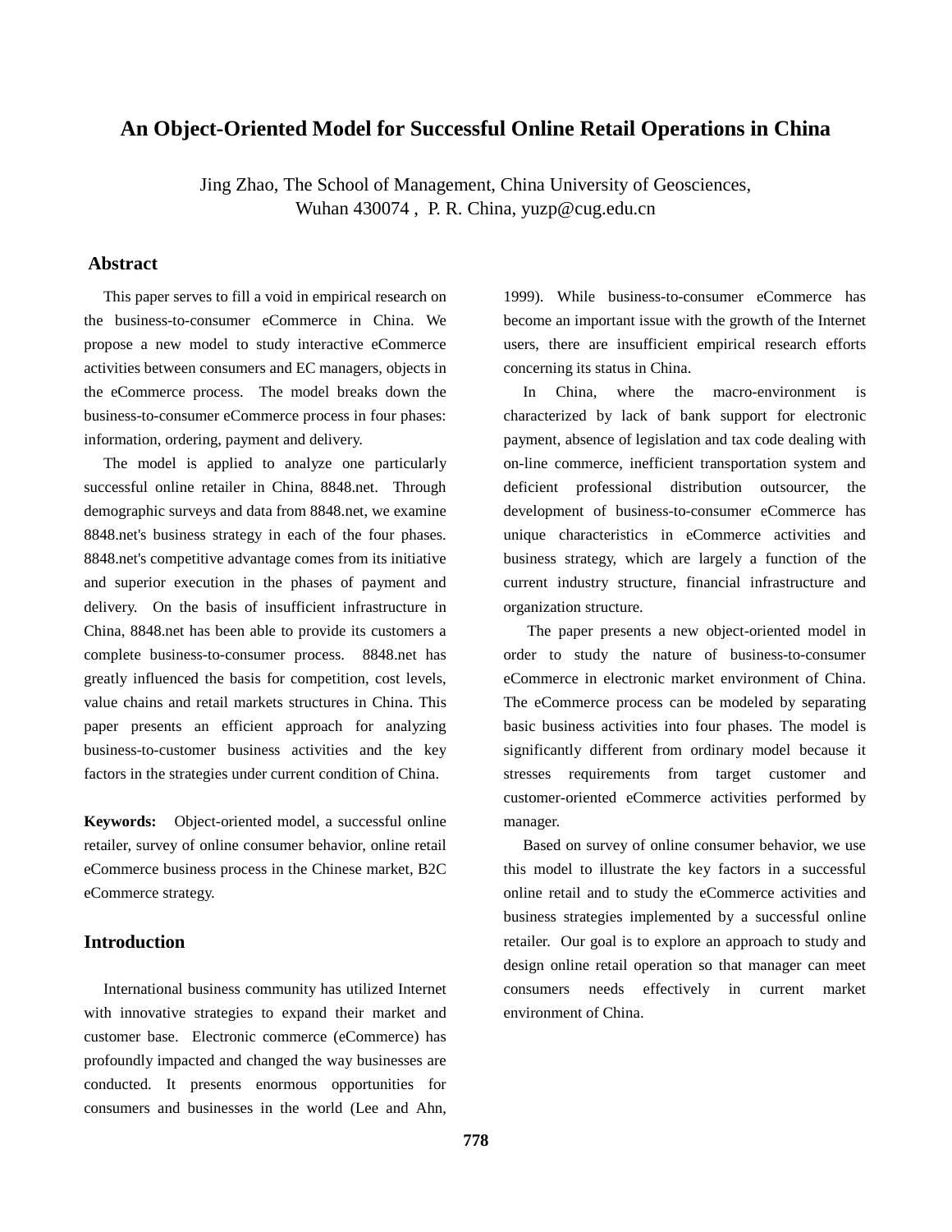# An Object-Oriented Model for Successful Online Retail Operations in China

Jing Zhao, The School of Management, China University of Geosciences,
Wuhan 430074 , P. R. China, yuzp@cug.edu.cn

## Abstract

This paper serves to fill a void in empirical research on the business-to-consumer eCommerce in China. We propose a new model to study interactive eCommerce activities between consumers and EC managers, objects in the eCommerce process. The model breaks down the business-to-consumer eCommerce process in four phases: information, ordering, payment and delivery.

The model is applied to analyze one particularly successful online retailer in China, 8848.net. Through demographic surveys and data from 8848.net, we examine 8848.net's business strategy in each of the four phases. 8848.net's competitive advantage comes from its initiative and superior execution in the phases of payment and delivery. On the basis of insufficient infrastructure in China, 8848.net has been able to provide its customers a complete business-to-consumer process. 8848.net has greatly influenced the basis for competition, cost levels, value chains and retail markets structures in China. This paper presents an efficient approach for analyzing business-to-customer business activities and the key factors in the strategies under current condition of China.

**Keywords:** Object-oriented model, a successful online retailer, survey of online consumer behavior, online retail eCommerce business process in the Chinese market, B2C eCommerce strategy.

## Introduction

International business community has utilized Internet with innovative strategies to expand their market and customer base. Electronic commerce (eCommerce) has profoundly impacted and changed the way businesses are conducted. It presents enormous opportunities for consumers and businesses in the world (Lee and Ahn, 1999). While business-to-consumer eCommerce has become an important issue with the growth of the Internet users, there are insufficient empirical research efforts concerning its status in China.

In China, where the macro-environment is characterized by lack of bank support for electronic payment, absence of legislation and tax code dealing with on-line commerce, inefficient transportation system and deficient professional distribution outsourcer, the development of business-to-consumer eCommerce has unique characteristics in eCommerce activities and business strategy, which are largely a function of the current industry structure, financial infrastructure and organization structure.

The paper presents a new object-oriented model in order to study the nature of business-to-consumer eCommerce in electronic market environment of China. The eCommerce process can be modeled by separating basic business activities into four phases. The model is significantly different from ordinary model because it stresses requirements from target customer and customer-oriented eCommerce activities performed by manager.

Based on survey of online consumer behavior, we use this model to illustrate the key factors in a successful online retail and to study the eCommerce activities and business strategies implemented by a successful online retailer. Our goal is to explore an approach to study and design online retail operation so that manager can meet consumers needs effectively in current market environment of China.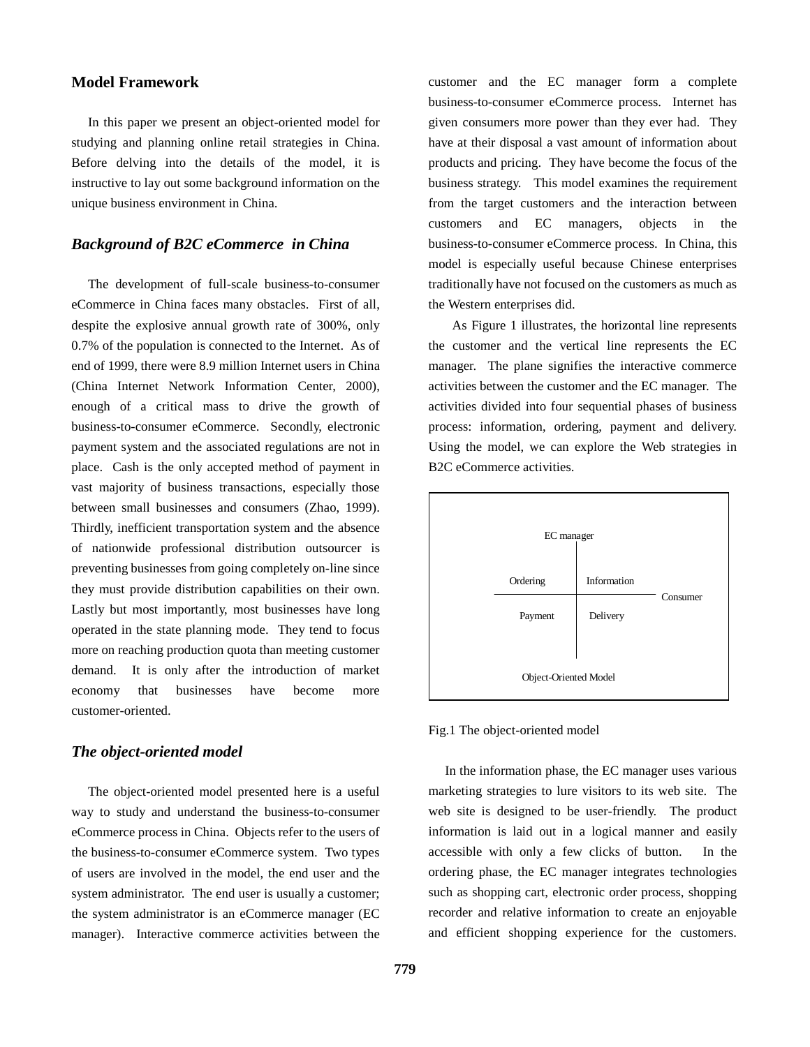## Model Framework

In this paper we present an object-oriented model for studying and planning online retail strategies in China. Before delving into the details of the model, it is instructive to lay out some background information on the unique business environment in China.

### *Background of B2C eCommerce in China*

The development of full-scale business-to-consumer eCommerce in China faces many obstacles. First of all, despite the explosive annual growth rate of 300%, only 0.7% of the population is connected to the Internet. As of end of 1999, there were 8.9 million Internet users in China (China Internet Network Information Center, 2000), enough of a critical mass to drive the growth of business-to-consumer eCommerce. Secondly, electronic payment system and the associated regulations are not in place. Cash is the only accepted method of payment in vast majority of business transactions, especially those between small businesses and consumers (Zhao, 1999). Thirdly, inefficient transportation system and the absence of nationwide professional distribution outsourcer is preventing businesses from going completely on-line since they must provide distribution capabilities on their own. Lastly but most importantly, most businesses have long operated in the state planning mode. They tend to focus more on reaching production quota than meeting customer demand. It is only after the introduction of market economy that businesses have become more customer-oriented.

### *The object-oriented model*

The object-oriented model presented here is a useful way to study and understand the business-to-consumer eCommerce process in China. Objects refer to the users of the business-to-consumer eCommerce system. Two types of users are involved in the model, the end user and the system administrator. The end user is usually a customer; the system administrator is an eCommerce manager (EC manager). Interactive commerce activities between the customer and the EC manager form a complete business-to-consumer eCommerce process. Internet has given consumers more power than they ever had. They have at their disposal a vast amount of information about products and pricing. They have become the focus of the business strategy. This model examines the requirement from the target customers and the interaction between customers and EC managers, objects in the business-to-consumer eCommerce process. In China, this model is especially useful because Chinese enterprises traditionally have not focused on the customers as much as the Western enterprises did.

As Figure 1 illustrates, the horizontal line represents the customer and the vertical line represents the EC manager. The plane signifies the interactive commerce activities between the customer and the EC manager. The activities divided into four sequential phases of business process: information, ordering, payment and delivery. Using the model, we can explore the Web strategies in B2C eCommerce activities.

EC manager

Ordering

Information

Consumer

Payment

Delivery

Object-Oriented Model

Fig.1 The object-oriented model

In the information phase, the EC manager uses various marketing strategies to lure visitors to its web site. The web site is designed to be user-friendly. The product information is laid out in a logical manner and easily accessible with only a few clicks of button. In the ordering phase, the EC manager integrates technologies such as shopping cart, electronic order process, shopping recorder and relative information to create an enjoyable and efficient shopping experience for the customers.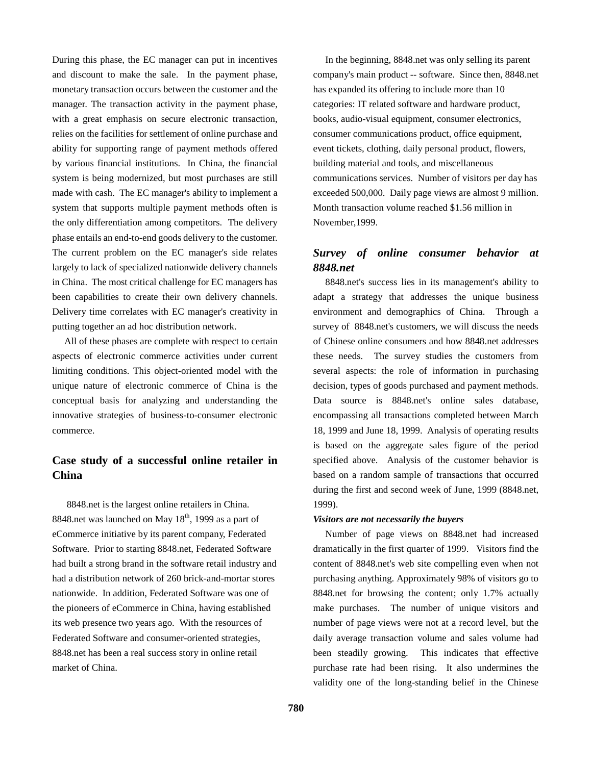During this phase, the EC manager can put in incentives and discount to make the sale. In the payment phase, monetary transaction occurs between the customer and the manager. The transaction activity in the payment phase, with a great emphasis on secure electronic transaction, relies on the facilities for settlement of online purchase and ability for supporting range of payment methods offered by various financial institutions. In China, the financial system is being modernized, but most purchases are still made with cash. The EC manager's ability to implement a system that supports multiple payment methods often is the only differentiation among competitors. The delivery phase entails an end-to-end goods delivery to the customer. The current problem on the EC manager's side relates largely to lack of specialized nationwide delivery channels in China. The most critical challenge for EC managers has been capabilities to create their own delivery channels. Delivery time correlates with EC manager's creativity in putting together an ad hoc distribution network.

All of these phases are complete with respect to certain aspects of electronic commerce activities under current limiting conditions. This object-oriented model with the unique nature of electronic commerce of China is the conceptual basis for analyzing and understanding the innovative strategies of business-to-consumer electronic commerce.

## Case study of a successful online retailer in China

8848.net is the largest online retailers in China. 8848.net was launched on May 18th, 1999 as a part of eCommerce initiative by its parent company, Federated Software. Prior to starting 8848.net, Federated Software had built a strong brand in the software retail industry and had a distribution network of 260 brick-and-mortar stores nationwide. In addition, Federated Software was one of the pioneers of eCommerce in China, having established its web presence two years ago. With the resources of Federated Software and consumer-oriented strategies, 8848.net has been a real success story in online retail market of China.

In the beginning, 8848.net was only selling its parent company's main product -- software. Since then, 8848.net has expanded its offering to include more than 10 categories: IT related software and hardware product, books, audio-visual equipment, consumer electronics, consumer communications product, office equipment, event tickets, clothing, daily personal product, flowers, building material and tools, and miscellaneous communications services. Number of visitors per day has exceeded 500,000. Daily page views are almost 9 million. Month transaction volume reached $1.56 million in November,1999.

## *Survey of online consumer behavior at 8848.net*

8848.net's success lies in its management's ability to adapt a strategy that addresses the unique business environment and demographics of China. Through a survey of 8848.net's customers, we will discuss the needs of Chinese online consumers and how 8848.net addresses these needs. The survey studies the customers from several aspects: the role of information in purchasing decision, types of goods purchased and payment methods. Data source is 8848.net's online sales database, encompassing all transactions completed between March 18, 1999 and June 18, 1999. Analysis of operating results is based on the aggregate sales figure of the period specified above. Analysis of the customer behavior is based on a random sample of transactions that occurred during the first and second week of June, 1999 (8848.net, 1999).

### *Visitors are not necessarily the buyers*

Number of page views on 8848.net had increased dramatically in the first quarter of 1999. Visitors find the content of 8848.net's web site compelling even when not purchasing anything. Approximately 98% of visitors go to 8848.net for browsing the content; only 1.7% actually make purchases. The number of unique visitors and number of page views were not at a record level, but the daily average transaction volume and sales volume had been steadily growing. This indicates that effective purchase rate had been rising. It also undermines the validity one of the long-standing belief in the Chinese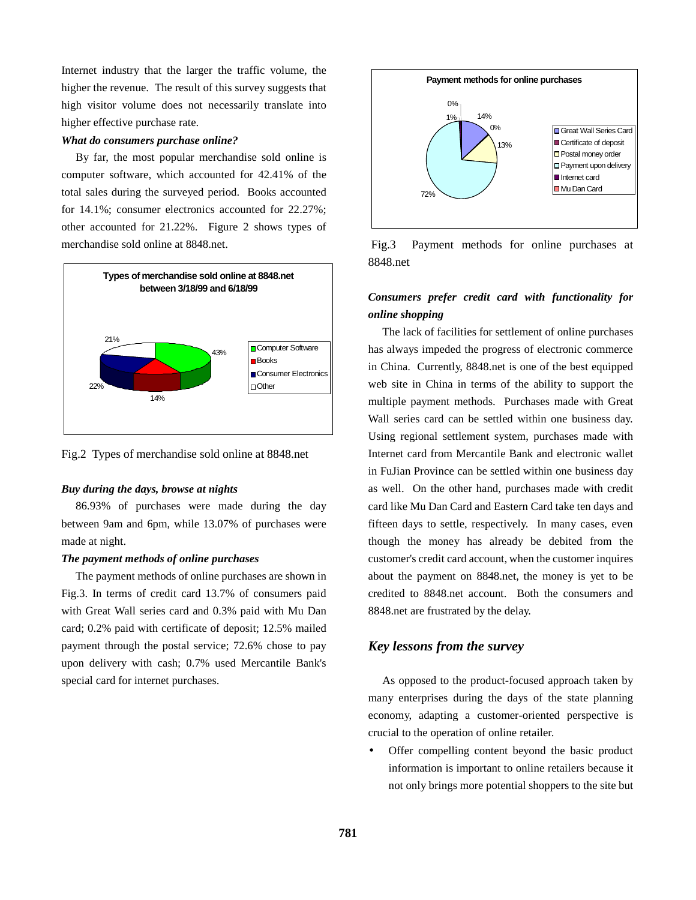Internet industry that the larger the traffic volume, the higher the revenue. The result of this survey suggests that high visitor volume does not necessarily translate into higher effective purchase rate.

***What do consumers purchase online?***

By far, the most popular merchandise sold online is computer software, which accounted for 42.41% of the total sales during the surveyed period. Books accounted for 14.1%; consumer electronics accounted for 22.27%; other accounted for 21.22%. Figure 2 shows types of merchandise sold online at 8848.net.

Types of merchandise sold online at 8848.net
between 3/18/99 and 6/18/99

21%
43%
22%
14%

Computer Software
Books
Consumer Electronics
Other

Fig.2 Types of merchandise sold online at 8848.net

***Buy during the days, browse at nights***

86.93% of purchases were made during the day between 9am and 6pm, while 13.07% of purchases were made at night.

***The payment methods of online purchases***

The payment methods of online purchases are shown in Fig.3. In terms of credit card 13.7% of consumers paid with Great Wall series card and 0.3% paid with Mu Dan card; 0.2% paid with certificate of deposit; 12.5% mailed payment through the postal service; 72.6% chose to pay upon delivery with cash; 0.7% used Mercantile Bank's special card for internet purchases.

Payment methods for online purchases

0%
1%
14%
0%
13%
72%

Great Wall Series Card
Certificate of deposit
Postal money order
Payment upon delivery
Internet card
Mu Dan Card

Fig.3 Payment methods for online purchases at 8848.net

***Consumers prefer credit card with functionality for online shopping***

The lack of facilities for settlement of online purchases has always impeded the progress of electronic commerce in China. Currently, 8848.net is one of the best equipped web site in China in terms of the ability to support the multiple payment methods. Purchases made with Great Wall series card can be settled within one business day. Using regional settlement system, purchases made with Internet card from Mercantile Bank and electronic wallet in FuJian Province can be settled within one business day as well. On the other hand, purchases made with credit card like Mu Dan Card and Eastern Card take ten days and fifteen days to settle, respectively. In many cases, even though the money has already be debited from the customer's credit card account, when the customer inquires about the payment on 8848.net, the money is yet to be credited to 8848.net account. Both the consumers and 8848.net are frustrated by the delay.

## *Key lessons from the survey*

As opposed to the product-focused approach taken by many enterprises during the days of the state planning economy, adapting a customer-oriented perspective is crucial to the operation of online retailer.

- Offer compelling content beyond the basic product information is important to online retailers because it not only brings more potential shoppers to the site but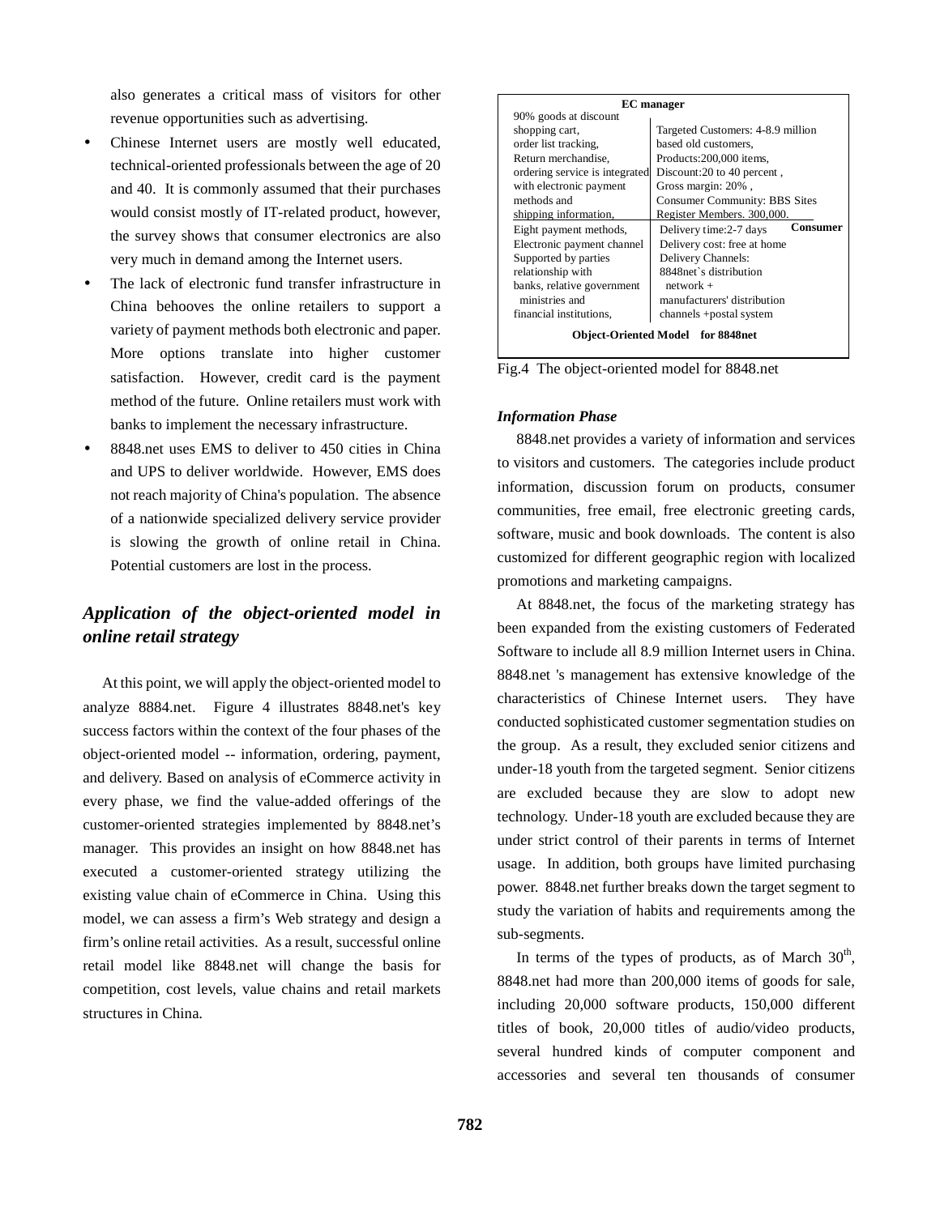also generates a critical mass of visitors for other revenue opportunities such as advertising.

- Chinese Internet users are mostly well educated, technical-oriented professionals between the age of 20 and 40. It is commonly assumed that their purchases would consist mostly of IT-related product, however, the survey shows that consumer electronics are also very much in demand among the Internet users.
- The lack of electronic fund transfer infrastructure in China behooves the online retailers to support a variety of payment methods both electronic and paper. More options translate into higher customer satisfaction. However, credit card is the payment method of the future. Online retailers must work with banks to implement the necessary infrastructure.
- 8848.net uses EMS to deliver to 450 cities in China and UPS to deliver worldwide. However, EMS does not reach majority of China's population. The absence of a nationwide specialized delivery service provider is slowing the growth of online retail in China. Potential customers are lost in the process.

## *Application of the object-oriented model in online retail strategy*

At this point, we will apply the object-oriented model to analyze 8884.net. Figure 4 illustrates 8848.net's key success factors within the context of the four phases of the object-oriented model -- information, ordering, payment, and delivery. Based on analysis of eCommerce activity in every phase, we find the value-added offerings of the customer-oriented strategies implemented by 8848.net's manager. This provides an insight on how 8848.net has executed a customer-oriented strategy utilizing the existing value chain of eCommerce in China. Using this model, we can assess a firm's Web strategy and design a firm's online retail activities. As a result, successful online retail model like 8848.net will change the basis for competition, cost levels, value chains and retail markets structures in China.

| EC manager | |
|---|---|
| 90% goods at discount shopping cart, order list tracking, Return merchandise, ordering service is integrated with electronic payment methods and shipping information, | Targeted Customers: 4-8.9 million based old customers, Products:200,000 items, Discount:20 to 40 percent , Gross margin: 20% , Consumer Community: BBS Sites Register Members. 300,000. |
| Eight payment methods, Electronic payment channel Supported by parties relationship with banks, relative government ministries and financial institutions, | Consumer: Delivery time:2-7 days Delivery cost: free at home Delivery Channels: 8848net`s distribution network + manufacturers' distribution channels +postal system |

**Object-Oriented Model for 8848net**

Fig.4 The object-oriented model for 8848.net

***Information Phase***

8848.net provides a variety of information and services to visitors and customers. The categories include product information, discussion forum on products, consumer communities, free email, free electronic greeting cards, software, music and book downloads. The content is also customized for different geographic region with localized promotions and marketing campaigns.

At 8848.net, the focus of the marketing strategy has been expanded from the existing customers of Federated Software to include all 8.9 million Internet users in China. 8848.net 's management has extensive knowledge of the characteristics of Chinese Internet users. They have conducted sophisticated customer segmentation studies on the group. As a result, they excluded senior citizens and under-18 youth from the targeted segment. Senior citizens are excluded because they are slow to adopt new technology. Under-18 youth are excluded because they are under strict control of their parents in terms of Internet usage. In addition, both groups have limited purchasing power. 8848.net further breaks down the target segment to study the variation of habits and requirements among the sub-segments.

In terms of the types of products, as of March 30th, 8848.net had more than 200,000 items of goods for sale, including 20,000 software products, 150,000 different titles of book, 20,000 titles of audio/video products, several hundred kinds of computer component and accessories and several ten thousands of consumer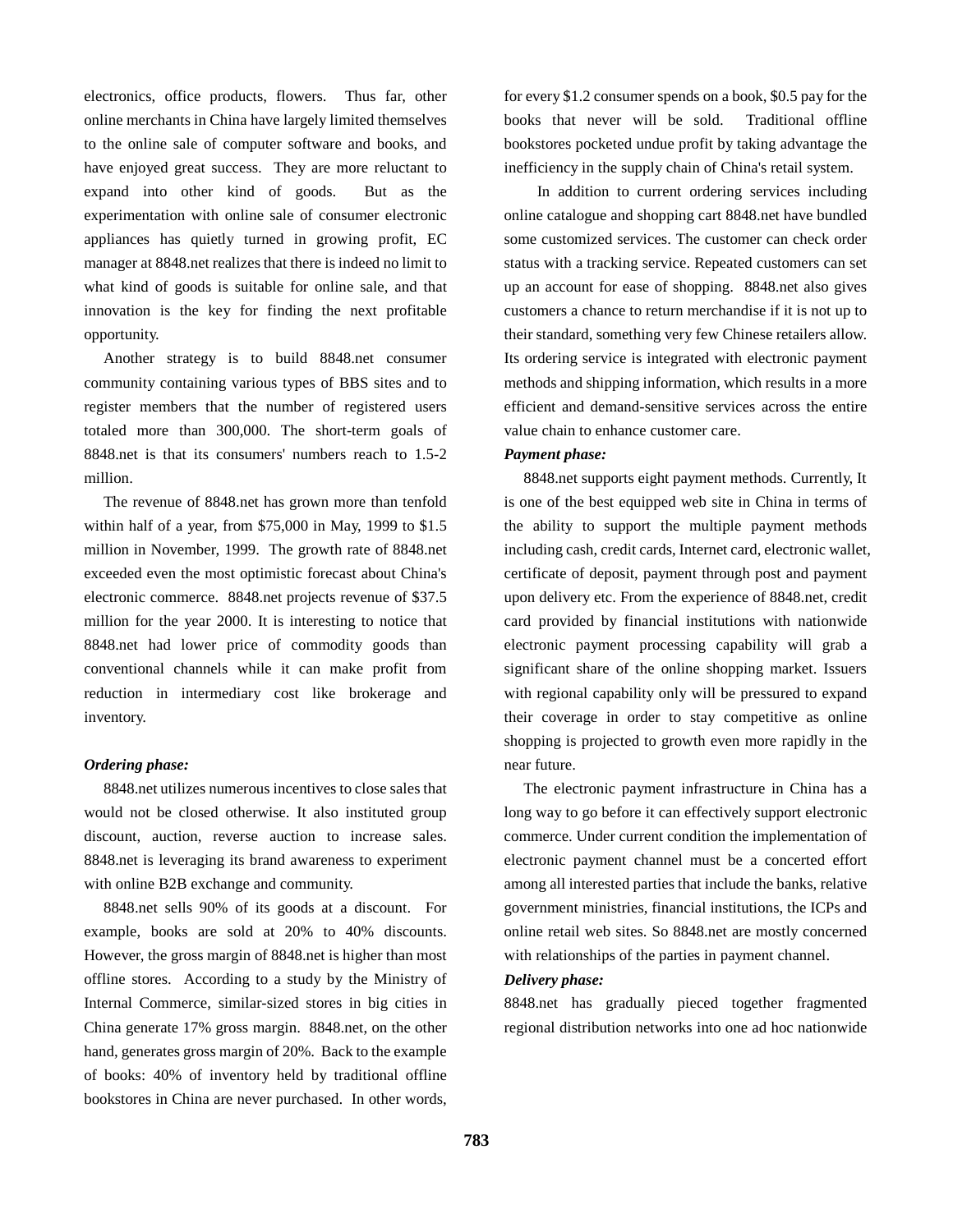electronics, office products, flowers. Thus far, other online merchants in China have largely limited themselves to the online sale of computer software and books, and have enjoyed great success. They are more reluctant to expand into other kind of goods. But as the experimentation with online sale of consumer electronic appliances has quietly turned in growing profit, EC manager at 8848.net realizes that there is indeed no limit to what kind of goods is suitable for online sale, and that innovation is the key for finding the next profitable opportunity.

Another strategy is to build 8848.net consumer community containing various types of BBS sites and to register members that the number of registered users totaled more than 300,000. The short-term goals of 8848.net is that its consumers' numbers reach to 1.5-2 million.

The revenue of 8848.net has grown more than tenfold within half of a year, from $75,000 in May, 1999 to $1.5 million in November, 1999. The growth rate of 8848.net exceeded even the most optimistic forecast about China's electronic commerce. 8848.net projects revenue of $37.5 million for the year 2000. It is interesting to notice that 8848.net had lower price of commodity goods than conventional channels while it can make profit from reduction in intermediary cost like brokerage and inventory.

***Ordering phase:***

8848.net utilizes numerous incentives to close sales that would not be closed otherwise. It also instituted group discount, auction, reverse auction to increase sales. 8848.net is leveraging its brand awareness to experiment with online B2B exchange and community.

8848.net sells 90% of its goods at a discount. For example, books are sold at 20% to 40% discounts. However, the gross margin of 8848.net is higher than most offline stores. According to a study by the Ministry of Internal Commerce, similar-sized stores in big cities in China generate 17% gross margin. 8848.net, on the other hand, generates gross margin of 20%. Back to the example of books: 40% of inventory held by traditional offline bookstores in China are never purchased. In other words, for every $1.2 consumer spends on a book, $0.5 pay for the books that never will be sold. Traditional offline bookstores pocketed undue profit by taking advantage the inefficiency in the supply chain of China's retail system.

In addition to current ordering services including online catalogue and shopping cart 8848.net have bundled some customized services. The customer can check order status with a tracking service. Repeated customers can set up an account for ease of shopping. 8848.net also gives customers a chance to return merchandise if it is not up to their standard, something very few Chinese retailers allow. Its ordering service is integrated with electronic payment methods and shipping information, which results in a more efficient and demand-sensitive services across the entire value chain to enhance customer care.

***Payment phase:***

8848.net supports eight payment methods. Currently, It is one of the best equipped web site in China in terms of the ability to support the multiple payment methods including cash, credit cards, Internet card, electronic wallet, certificate of deposit, payment through post and payment upon delivery etc. From the experience of 8848.net, credit card provided by financial institutions with nationwide electronic payment processing capability will grab a significant share of the online shopping market. Issuers with regional capability only will be pressured to expand their coverage in order to stay competitive as online shopping is projected to growth even more rapidly in the near future.

The electronic payment infrastructure in China has a long way to go before it can effectively support electronic commerce. Under current condition the implementation of electronic payment channel must be a concerted effort among all interested parties that include the banks, relative government ministries, financial institutions, the ICPs and online retail web sites. So 8848.net are mostly concerned with relationships of the parties in payment channel.

***Delivery phase:***

8848.net has gradually pieced together fragmented regional distribution networks into one ad hoc nationwide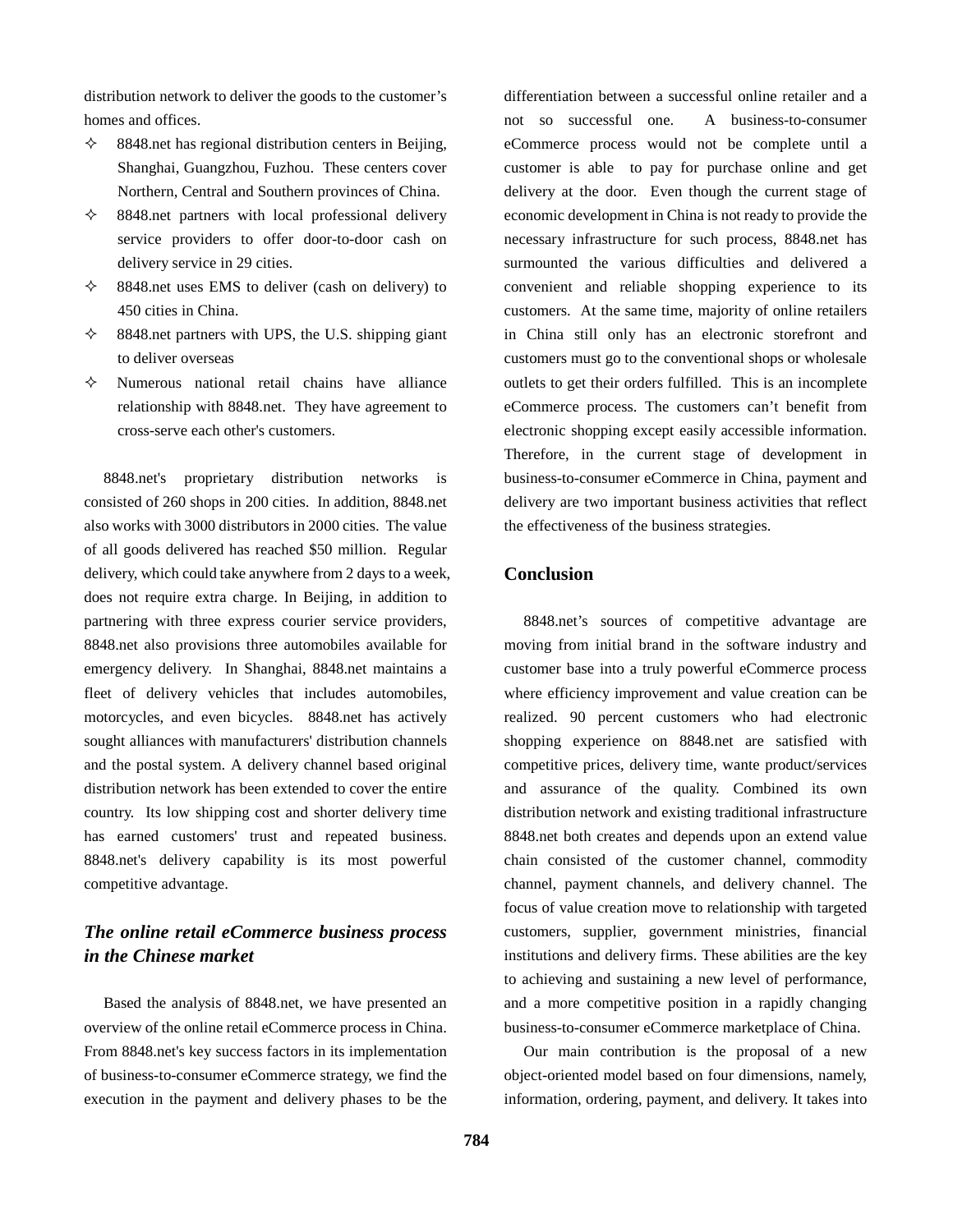distribution network to deliver the goods to the customer's homes and offices.

- 8848.net has regional distribution centers in Beijing, Shanghai, Guangzhou, Fuzhou. These centers cover Northern, Central and Southern provinces of China.
- 8848.net partners with local professional delivery service providers to offer door-to-door cash on delivery service in 29 cities.
- 8848.net uses EMS to deliver (cash on delivery) to 450 cities in China.
- 8848.net partners with UPS, the U.S. shipping giant to deliver overseas
- Numerous national retail chains have alliance relationship with 8848.net. They have agreement to cross-serve each other's customers.

8848.net's proprietary distribution networks is consisted of 260 shops in 200 cities. In addition, 8848.net also works with 3000 distributors in 2000 cities. The value of all goods delivered has reached $50 million. Regular delivery, which could take anywhere from 2 days to a week, does not require extra charge. In Beijing, in addition to partnering with three express courier service providers, 8848.net also provisions three automobiles available for emergency delivery. In Shanghai, 8848.net maintains a fleet of delivery vehicles that includes automobiles, motorcycles, and even bicycles. 8848.net has actively sought alliances with manufacturers' distribution channels and the postal system. A delivery channel based original distribution network has been extended to cover the entire country. Its low shipping cost and shorter delivery time has earned customers' trust and repeated business. 8848.net's delivery capability is its most powerful competitive advantage.

## *The online retail eCommerce business process in the Chinese market*

Based the analysis of 8848.net, we have presented an overview of the online retail eCommerce process in China. From 8848.net's key success factors in its implementation of business-to-consumer eCommerce strategy, we find the execution in the payment and delivery phases to be the differentiation between a successful online retailer and a not so successful one. A business-to-consumer eCommerce process would not be complete until a customer is able to pay for purchase online and get delivery at the door. Even though the current stage of economic development in China is not ready to provide the necessary infrastructure for such process, 8848.net has surmounted the various difficulties and delivered a convenient and reliable shopping experience to its customers. At the same time, majority of online retailers in China still only has an electronic storefront and customers must go to the conventional shops or wholesale outlets to get their orders fulfilled. This is an incomplete eCommerce process. The customers can't benefit from electronic shopping except easily accessible information. Therefore, in the current stage of development in business-to-consumer eCommerce in China, payment and delivery are two important business activities that reflect the effectiveness of the business strategies.

## Conclusion

8848.net's sources of competitive advantage are moving from initial brand in the software industry and customer base into a truly powerful eCommerce process where efficiency improvement and value creation can be realized. 90 percent customers who had electronic shopping experience on 8848.net are satisfied with competitive prices, delivery time, wante product/services and assurance of the quality. Combined its own distribution network and existing traditional infrastructure 8848.net both creates and depends upon an extend value chain consisted of the customer channel, commodity channel, payment channels, and delivery channel. The focus of value creation move to relationship with targeted customers, supplier, government ministries, financial institutions and delivery firms. These abilities are the key to achieving and sustaining a new level of performance, and a more competitive position in a rapidly changing business-to-consumer eCommerce marketplace of China.

Our main contribution is the proposal of a new object-oriented model based on four dimensions, namely, information, ordering, payment, and delivery. It takes into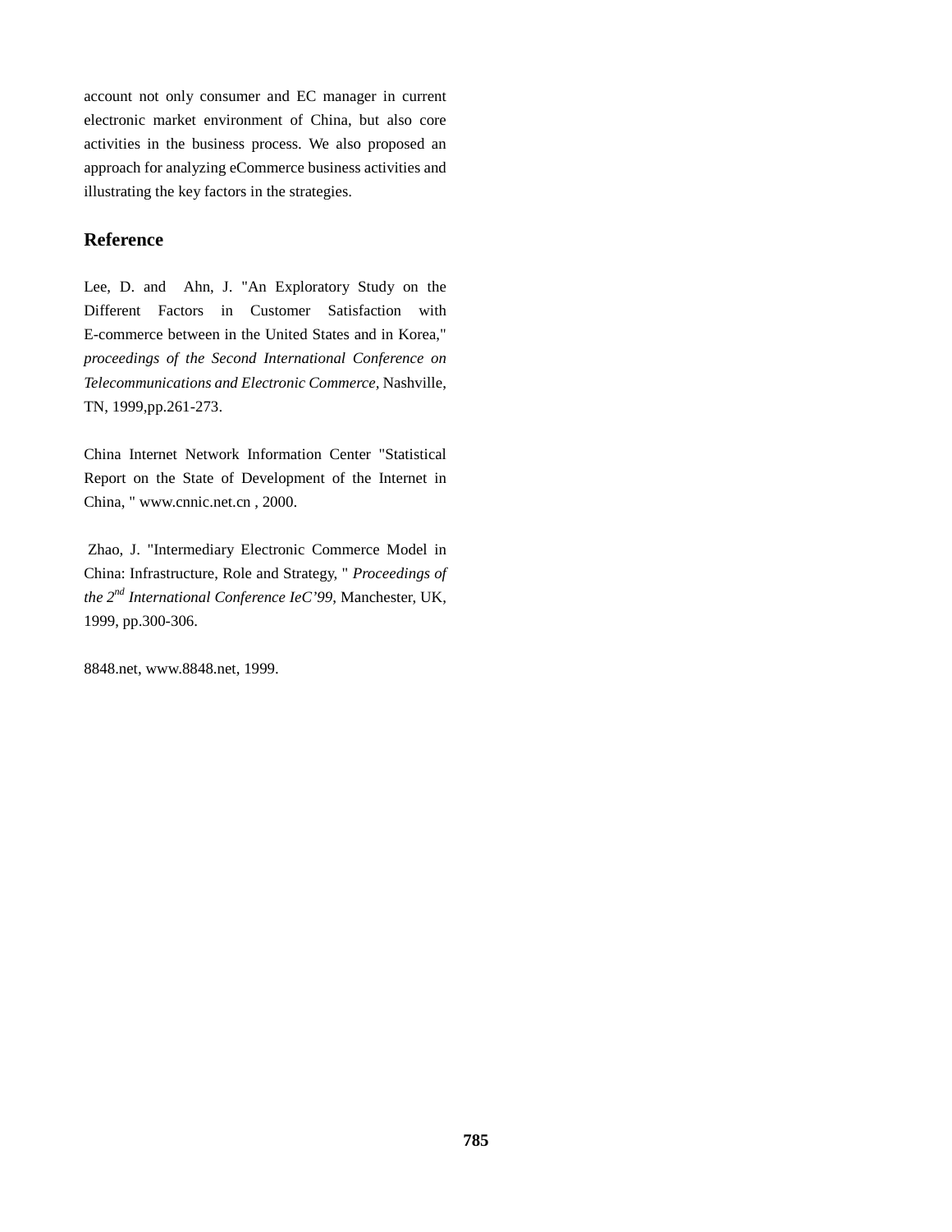account not only consumer and EC manager in current electronic market environment of China, but also core activities in the business process. We also proposed an approach for analyzing eCommerce business activities and illustrating the key factors in the strategies.

## Reference

Lee, D. and Ahn, J. "An Exploratory Study on the Different Factors in Customer Satisfaction with E-commerce between in the United States and in Korea," *proceedings of the Second International Conference on Telecommunications and Electronic Commerce*, Nashville, TN, 1999,pp.261-273.

China Internet Network Information Center "Statistical Report on the State of Development of the Internet in China, " www.cnnic.net.cn , 2000.

Zhao, J. "Intermediary Electronic Commerce Model in China: Infrastructure, Role and Strategy, " *Proceedings of the 2nd International Conference IeC'99*, Manchester, UK, 1999, pp.300-306.

8848.net, www.8848.net, 1999.